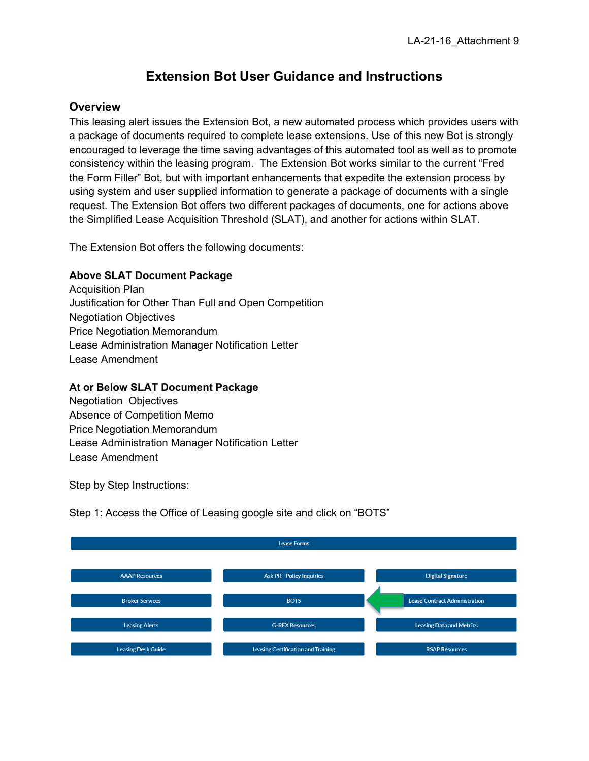# Extension Bot User Guidance and Instructions

## Overview

This leasing alert issues the Extension Bot, a new automated process which provides users with a package of documents required to complete lease extensions. Use of this new Bot is strongly encouraged to leverage the time saving advantages of this automated tool as well as to promote consistency within the leasing program. The Extension Bot works similar to the current "Fred the Form Filler" Bot, but with important enhancements that expedite the extension process by using system and user supplied information to generate a package of documents with a single request. The Extension Bot offers two different packages of documents, one for actions above the Simplified Lease Acquisition Threshold (SLAT), and another for actions within SLAT.

The Extension Bot offers the following documents:

**Above SLAT Document Package**
Acquisition Plan
Justification for Other Than Full and Open Competition
Negotiation Objectives
Price Negotiation Memorandum
Lease Administration Manager Notification Letter
Lease Amendment

**At or Below SLAT Document Package**
Negotiation Objectives
Absence of Competition Memo
Price Negotiation Memorandum
Lease Administration Manager Notification Letter
Lease Amendment

Step by Step Instructions:

Step 1: Access the Office of Leasing google site and click on "BOTS"

| Lease Forms | | |
|---|---|---|
| AAAP Resources | Ask PR - Policy Inquiries | Digital Signature |
| Broker Services | BOTS | Lease Contract Administration |
| Leasing Alerts | G-REX Resources | Leasing Data and Metrics |
| Leasing Desk Guide | Leasing Certification and Training | RSAP Resources |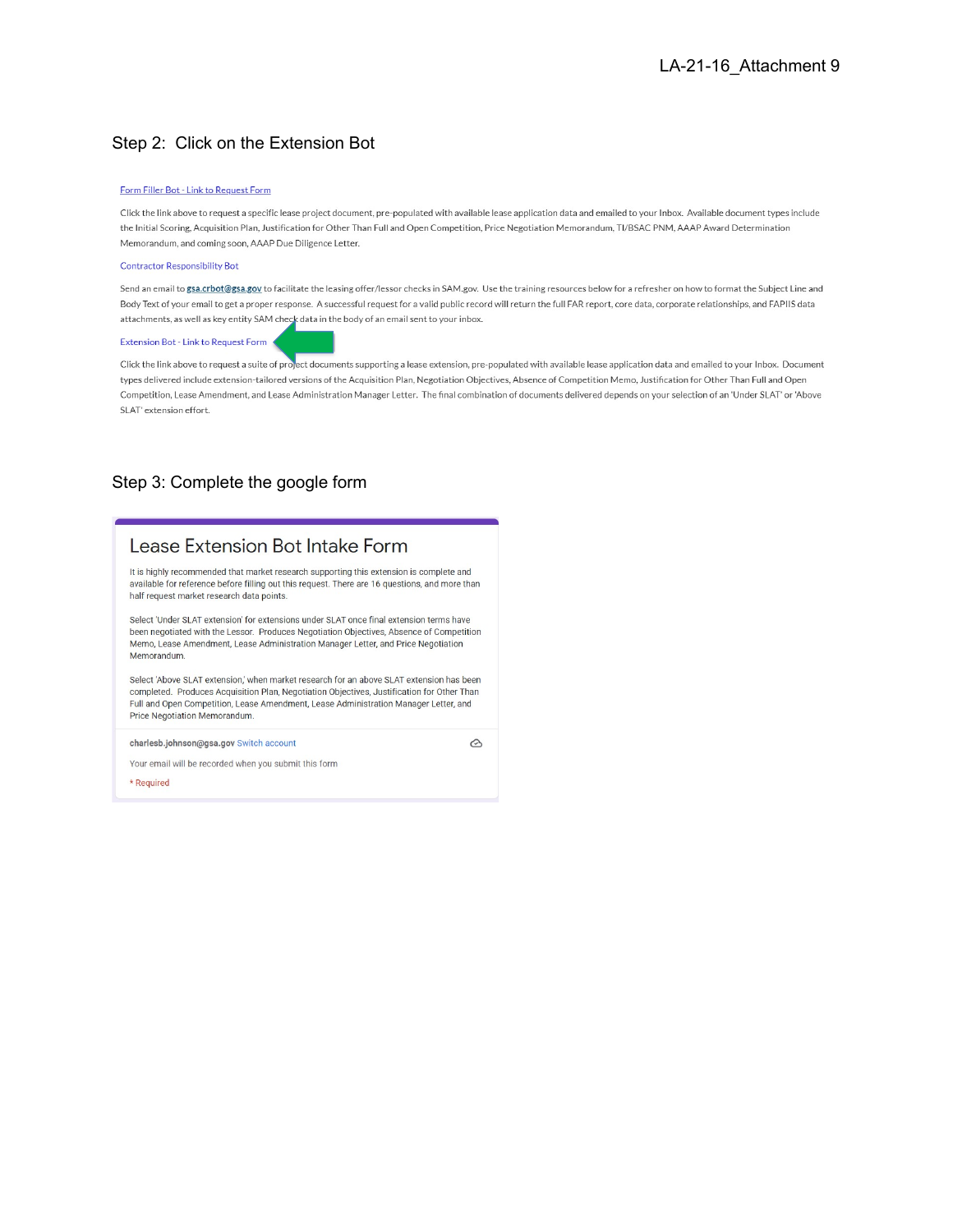## Step 2: Click on the Extension Bot

[Form Filler Bot - Link to Request Form](#)

Click the link above to request a specific lease project document, pre-populated with available lease application data and emailed to your Inbox. Available document types include the Initial Scoring, Acquisition Plan, Justification for Other Than Full and Open Competition, Price Negotiation Memorandum, TI/BSAC PNM, AAAP Award Determination Memorandum, and coming soon, AAAP Due Diligence Letter.

Contractor Responsibility Bot

Send an email to **gsa.crbot@gsa.gov** to facilitate the leasing offer/lessor checks in SAM.gov. Use the training resources below for a refresher on how to format the Subject Line and Body Text of your email to get a proper response. A successful request for a valid public record will return the full FAR report, core data, corporate relationships, and FAPIIS data attachments, as well as key entity SAM check data in the body of an email sent to your inbox.

Extension Bot - Link to Request Form

Click the link above to request a suite of project documents supporting a lease extension, pre-populated with available lease application data and emailed to your Inbox. Document types delivered include extension-tailored versions of the Acquisition Plan, Negotiation Objectives, Absence of Competition Memo, Justification for Other Than Full and Open Competition, Lease Amendment, and Lease Administration Manager Letter. The final combination of documents delivered depends on your selection of an 'Under SLAT' or 'Above SLAT' extension effort.

## Step 3: Complete the google form

### Lease Extension Bot Intake Form

It is highly recommended that market research supporting this extension is complete and available for reference before filling out this request. There are 16 questions, and more than half request market research data points.

Select 'Under SLAT extension' for extensions under SLAT once final extension terms have been negotiated with the Lessor. Produces Negotiation Objectives, Absence of Competition Memo, Lease Amendment, Lease Administration Manager Letter, and Price Negotiation Memorandum.

Select 'Above SLAT extension,' when market research for an above SLAT extension has been completed. Produces Acquisition Plan, Negotiation Objectives, Justification for Other Than Full and Open Competition, Lease Amendment, Lease Administration Manager Letter, and Price Negotiation Memorandum.

charlesb.johnson@gsa.gov Switch account

Your email will be recorded when you submit this form

\* Required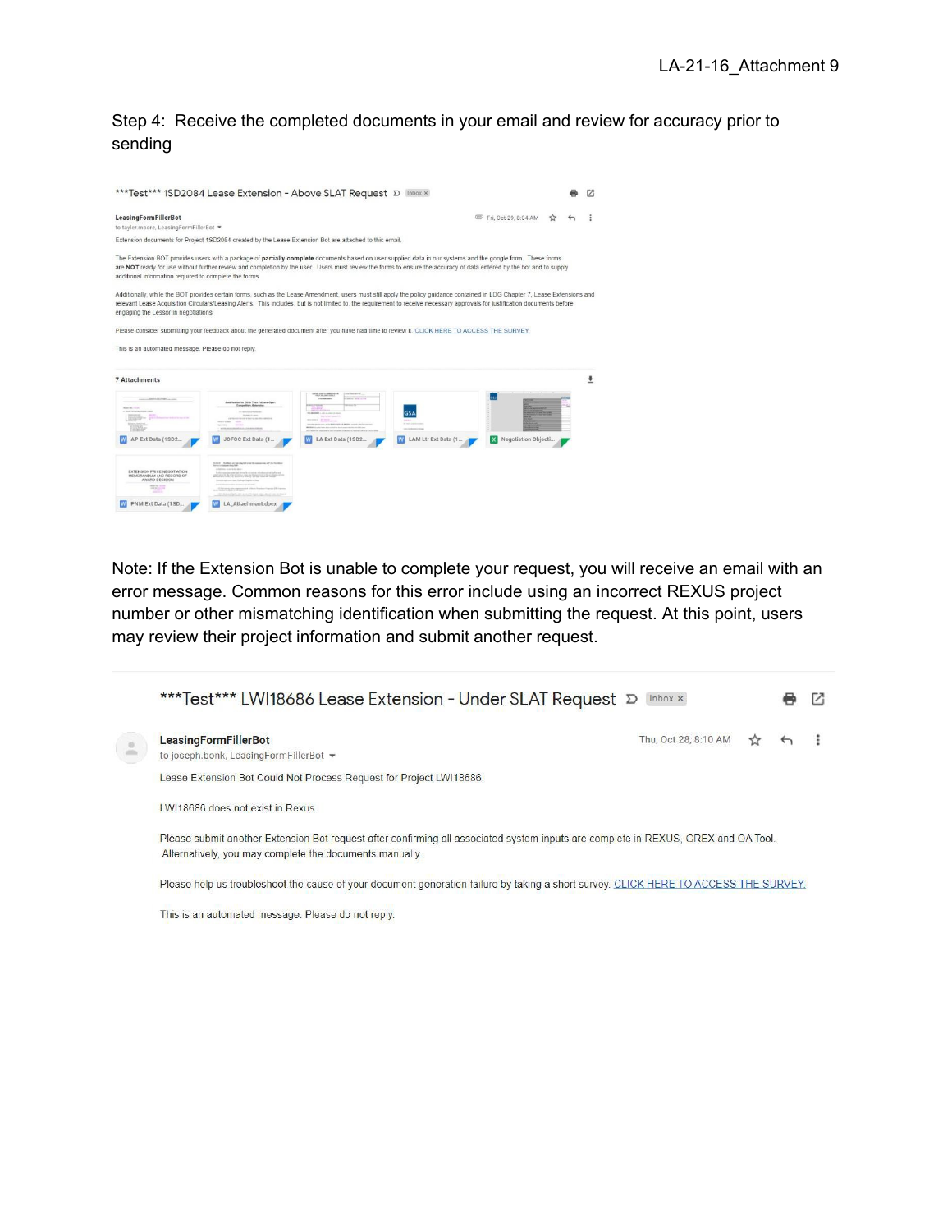Step 4: Receive the completed documents in your email and review for accuracy prior to sending

***Test*** 1SD2084 Lease Extension - Above SLAT Request

LeasingFormFillerBot
to tayler.moore, LeasingFormFillerBot

Fri, Oct 29, 8:04 AM

Extension documents for Project 1SD2084 created by the Lease Extension Bot are attached to this email.

The Extension BOT provides users with a package of **partially complete** documents based on user supplied data in our systems and the google form. These forms are **NOT** ready for use without further review and completion by the user. Users must review the forms to ensure the accuracy of data entered by the bot and to supply additional information required to complete the forms.

Additionally, while the BOT provides certain forms, such as the Lease Amendment, users must still apply the policy guidance contained in LDG Chapter 7, Lease Extensions and relevant Lease Acquisition Circulars/Leasing Alerts. This includes, but is not limited to, the requirement to receive necessary approvals for justification documents before engaging the Lessor in negotiations.

Please consider submitting your feedback about the generated document after you have had time to review it. CLICK HERE TO ACCESS THE SURVEY.

This is an automated message. Please do not reply.

7 Attachments

- AP Ext Data (1SD2...
- JOFOC Ext Data (1...
- LA Ext Data (1SD2...
- LAM Ltr Ext Data (1...
- Negotiation Objecti...
- PNM Ext Data (1SD...
- LA_Attachment.docx

Note: If the Extension Bot is unable to complete your request, you will receive an email with an error message. Common reasons for this error include using an incorrect REXUS project number or other mismatching identification when submitting the request. At this point, users may review their project information and submit another request.

***Test*** LWI18686 Lease Extension - Under SLAT Request

LeasingFormFillerBot
to joseph.bonk, LeasingFormFillerBot

Thu, Oct 28, 8:10 AM

Lease Extension Bot Could Not Process Request for Project LWI18686.

LWI18686 does not exist in Rexus

Please submit another Extension Bot request after confirming all associated system inputs are complete in REXUS, GREX and OA Tool. Alternatively, you may complete the documents manually.

Please help us troubleshoot the cause of your document generation failure by taking a short survey. CLICK HERE TO ACCESS THE SURVEY.

This is an automated message. Please do not reply.